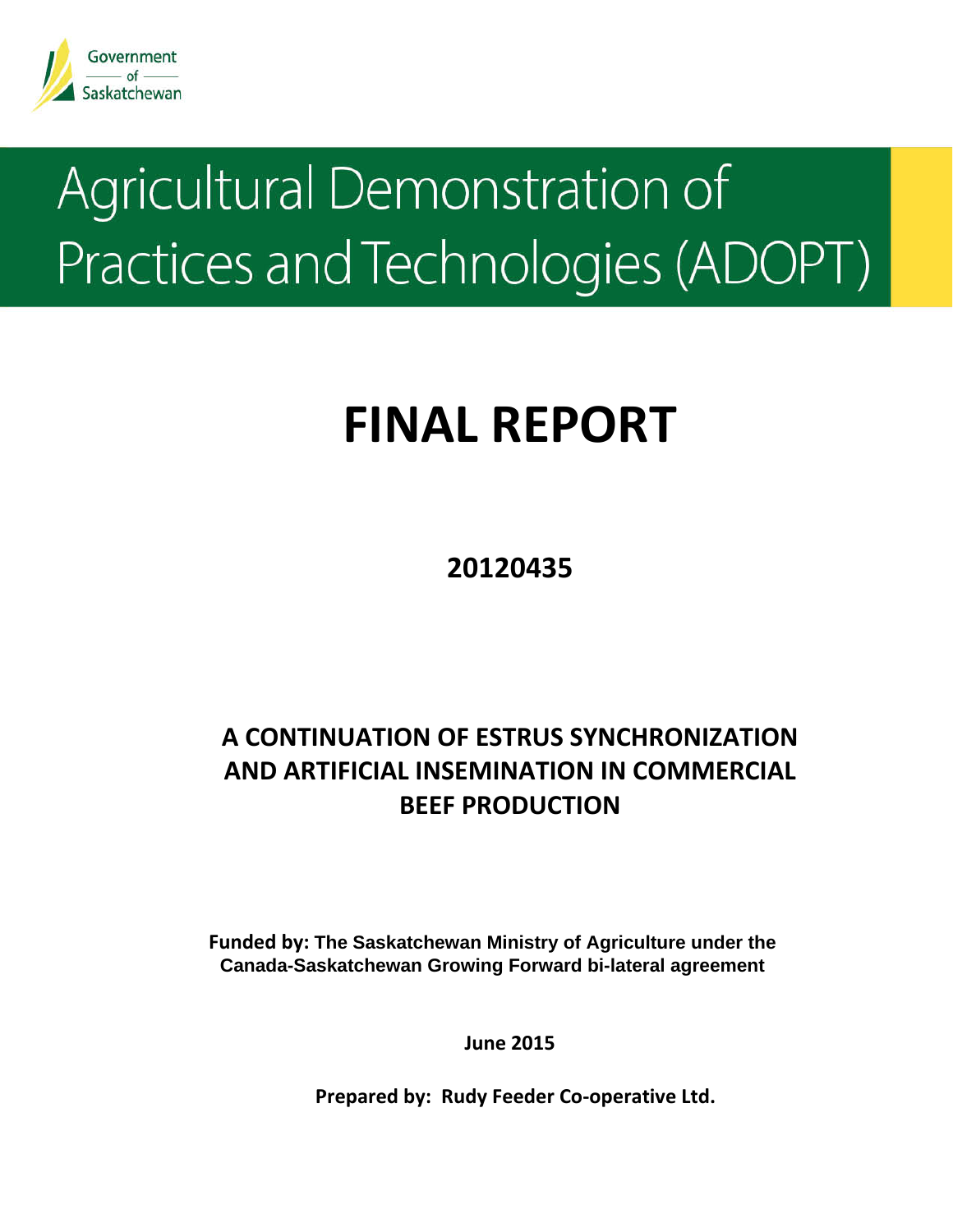Government of Saskatchewan

# Agricultural Demonstration of Practices and Technologies (ADOPT)

# FINAL REPORT

**20120435**

## A CONTINUATION OF ESTRUS SYNCHRONIZATION AND ARTIFICIAL INSEMINATION IN COMMERCIAL BEEF PRODUCTION

**Funded by: The Saskatchewan Ministry of Agriculture under the Canada-Saskatchewan Growing Forward bi-lateral agreement**

**June 2015**

**Prepared by: Rudy Feeder Co-operative Ltd.**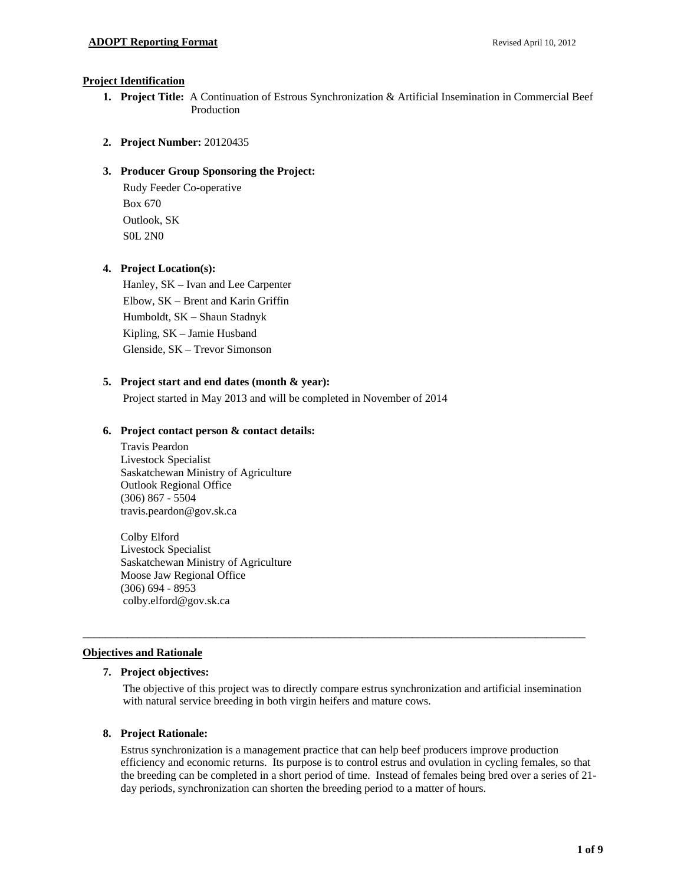## Project Identification

1. **Project Title:** A Continuation of Estrous Synchronization & Artificial Insemination in Commercial Beef Production

2. **Project Number:** 20120435

3. **Producer Group Sponsoring the Project:**

   Rudy Feeder Co-operative
   Box 670
   Outlook, SK
   S0L 2N0

4. **Project Location(s):**

   Hanley, SK – Ivan and Lee Carpenter
   Elbow, SK – Brent and Karin Griffin
   Humboldt, SK – Shaun Stadnyk
   Kipling, SK – Jamie Husband
   Glenside, SK – Trevor Simonson

5. **Project start and end dates (month & year):**

   Project started in May 2013 and will be completed in November of 2014

6. **Project contact person & contact details:**

   Travis Peardon
   Livestock Specialist
   Saskatchewan Ministry of Agriculture
   Outlook Regional Office
   (306) 867 - 5504
   travis.peardon@gov.sk.ca

   Colby Elford
   Livestock Specialist
   Saskatchewan Ministry of Agriculture
   Moose Jaw Regional Office
   (306) 694 - 8953
   colby.elford@gov.sk.ca

---

## Objectives and Rationale

7. **Project objectives:**

   The objective of this project was to directly compare estrus synchronization and artificial insemination with natural service breeding in both virgin heifers and mature cows.

8. **Project Rationale:**

   Estrus synchronization is a management practice that can help beef producers improve production efficiency and economic returns. Its purpose is to control estrus and ovulation in cycling females, so that the breeding can be completed in a short period of time. Instead of females being bred over a series of 21-day periods, synchronization can shorten the breeding period to a matter of hours.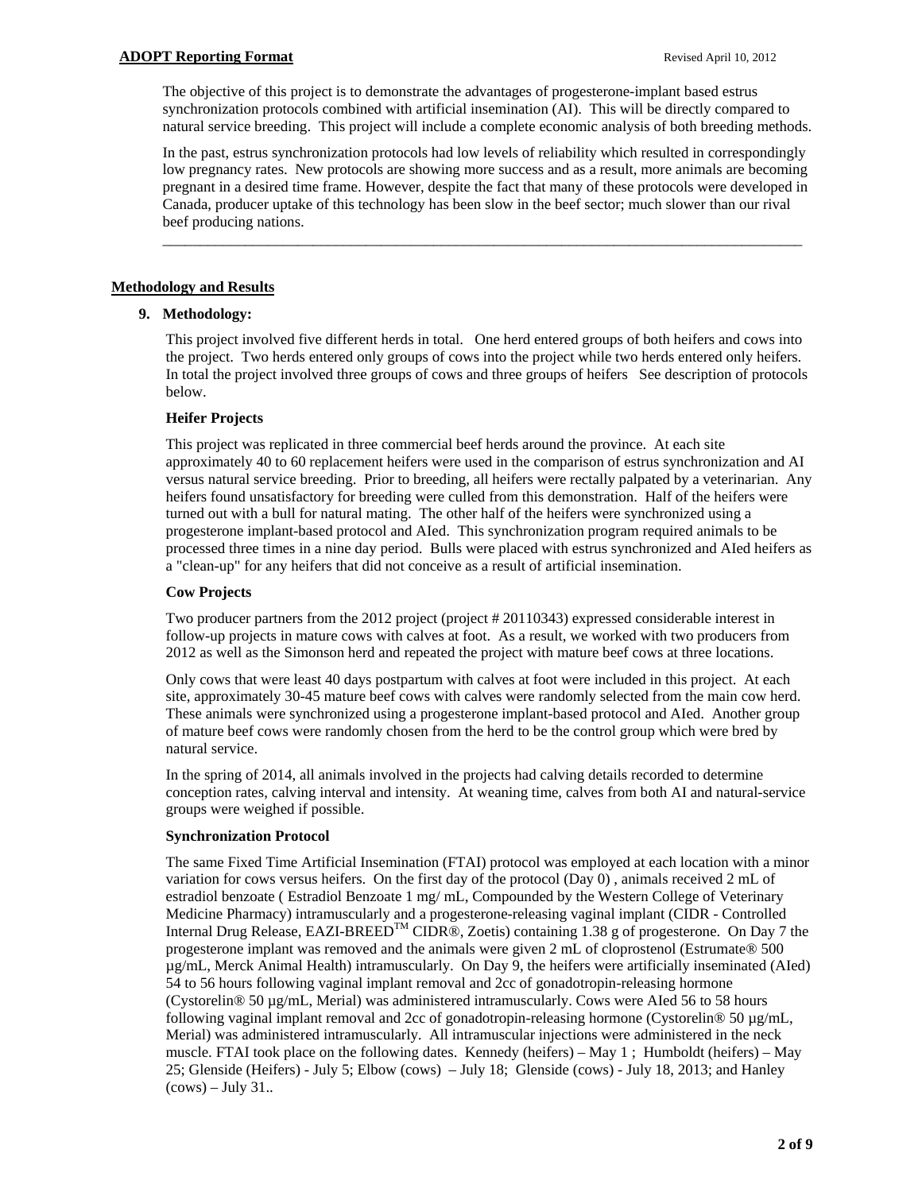The objective of this project is to demonstrate the advantages of progesterone-implant based estrus synchronization protocols combined with artificial insemination (AI). This will be directly compared to natural service breeding. This project will include a complete economic analysis of both breeding methods.

In the past, estrus synchronization protocols had low levels of reliability which resulted in correspondingly low pregnancy rates. New protocols are showing more success and as a result, more animals are becoming pregnant in a desired time frame. However, despite the fact that many of these protocols were developed in Canada, producer uptake of this technology has been slow in the beef sector; much slower than our rival beef producing nations.

---

## Methodology and Results

### 9. Methodology:

This project involved five different herds in total. One herd entered groups of both heifers and cows into the project. Two herds entered only groups of cows into the project while two herds entered only heifers. In total the project involved three groups of cows and three groups of heifers See description of protocols below.

#### Heifer Projects

This project was replicated in three commercial beef herds around the province. At each site approximately 40 to 60 replacement heifers were used in the comparison of estrus synchronization and AI versus natural service breeding. Prior to breeding, all heifers were rectally palpated by a veterinarian. Any heifers found unsatisfactory for breeding were culled from this demonstration. Half of the heifers were turned out with a bull for natural mating. The other half of the heifers were synchronized using a progesterone implant-based protocol and AIed. This synchronization program required animals to be processed three times in a nine day period. Bulls were placed with estrus synchronized and AIed heifers as a "clean-up" for any heifers that did not conceive as a result of artificial insemination.

#### Cow Projects

Two producer partners from the 2012 project (project # 20110343) expressed considerable interest in follow-up projects in mature cows with calves at foot. As a result, we worked with two producers from 2012 as well as the Simonson herd and repeated the project with mature beef cows at three locations.

Only cows that were least 40 days postpartum with calves at foot were included in this project. At each site, approximately 30-45 mature beef cows with calves were randomly selected from the main cow herd. These animals were synchronized using a progesterone implant-based protocol and AIed. Another group of mature beef cows were randomly chosen from the herd to be the control group which were bred by natural service.

In the spring of 2014, all animals involved in the projects had calving details recorded to determine conception rates, calving interval and intensity. At weaning time, calves from both AI and natural-service groups were weighed if possible.

#### Synchronization Protocol

The same Fixed Time Artificial Insemination (FTAI) protocol was employed at each location with a minor variation for cows versus heifers. On the first day of the protocol (Day 0) , animals received 2 mL of estradiol benzoate ( Estradiol Benzoate 1 mg/ mL, Compounded by the Western College of Veterinary Medicine Pharmacy) intramuscularly and a progesterone-releasing vaginal implant (CIDR - Controlled Internal Drug Release, EAZI-BREED™ CIDR®, Zoetis) containing 1.38 g of progesterone. On Day 7 the progesterone implant was removed and the animals were given 2 mL of cloprostenol (Estrumate® 500 µg/mL, Merck Animal Health) intramuscularly. On Day 9, the heifers were artificially inseminated (AIed) 54 to 56 hours following vaginal implant removal and 2cc of gonadotropin-releasing hormone (Cystorelin® 50 µg/mL, Merial) was administered intramuscularly. Cows were AIed 56 to 58 hours following vaginal implant removal and 2cc of gonadotropin-releasing hormone (Cystorelin® 50 µg/mL, Merial) was administered intramuscularly. All intramuscular injections were administered in the neck muscle. FTAI took place on the following dates. Kennedy (heifers) – May 1 ; Humboldt (heifers) – May 25; Glenside (Heifers) - July 5; Elbow (cows) – July 18; Glenside (cows) - July 18, 2013; and Hanley (cows) – July 31..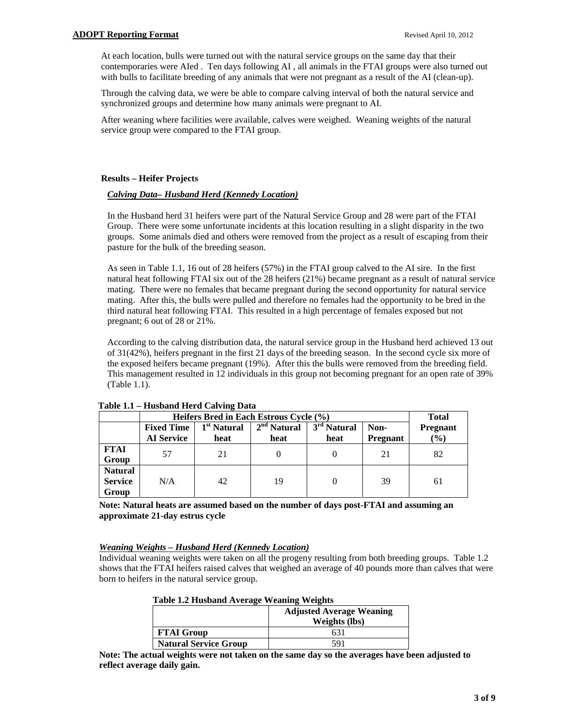At each location, bulls were turned out with the natural service groups on the same day that their contemporaries were AIed . Ten days following AI , all animals in the FTAI groups were also turned out with bulls to facilitate breeding of any animals that were not pregnant as a result of the AI (clean-up).

Through the calving data, we were be able to compare calving interval of both the natural service and synchronized groups and determine how many animals were pregnant to AI.

After weaning where facilities were available, calves were weighed. Weaning weights of the natural service group were compared to the FTAI group.

### Results – Heifer Projects

***Calving Data– Husband Herd (Kennedy Location)***

In the Husband herd 31 heifers were part of the Natural Service Group and 28 were part of the FTAI Group. There were some unfortunate incidents at this location resulting in a slight disparity in the two groups. Some animals died and others were removed from the project as a result of escaping from their pasture for the bulk of the breeding season.

As seen in Table 1.1, 16 out of 28 heifers (57%) in the FTAI group calved to the AI sire. In the first natural heat following FTAI six out of the 28 heifers (21%) became pregnant as a result of natural service mating. There were no females that became pregnant during the second opportunity for natural service mating. After this, the bulls were pulled and therefore no females had the opportunity to be bred in the third natural heat following FTAI. This resulted in a high percentage of females exposed but not pregnant; 6 out of 28 or 21%.

According to the calving distribution data, the natural service group in the Husband herd achieved 13 out of 31(42%), heifers pregnant in the first 21 days of the breeding season. In the second cycle six more of the exposed heifers became pregnant (19%). After this the bulls were removed from the breeding field. This management resulted in 12 individuals in this group not becoming pregnant for an open rate of 39% (Table 1.1).

**Table 1.1 – Husband Herd Calving Data**

| | Heifers Bred in Each Estrous Cycle (%) | | | | | Total |
|---|---|---|---|---|---|---|
| | Fixed Time AI Service | 1st Natural heat | 2nd Natural heat | 3rd Natural heat | Non-Pregnant | Pregnant (%) |
| **FTAI Group** | 57 | 21 | 0 | 0 | 21 | 82 |
| **Natural Service Group** | N/A | 42 | 19 | 0 | 39 | 61 |

**Note: Natural heats are assumed based on the number of days post-FTAI and assuming an approximate 21-day estrus cycle**

***Weaning Weights – Husband Herd (Kennedy Location)***

Individual weaning weights were taken on all the progeny resulting from both breeding groups. Table 1.2 shows that the FTAI heifers raised calves that weighed an average of 40 pounds more than calves that were born to heifers in the natural service group.

**Table 1.2 Husband Average Weaning Weights**

| | Adjusted Average Weaning Weights (lbs) |
|---|---|
| **FTAI Group** | 631 |
| **Natural Service Group** | 591 |

**Note: The actual weights were not taken on the same day so the averages have been adjusted to reflect average daily gain.**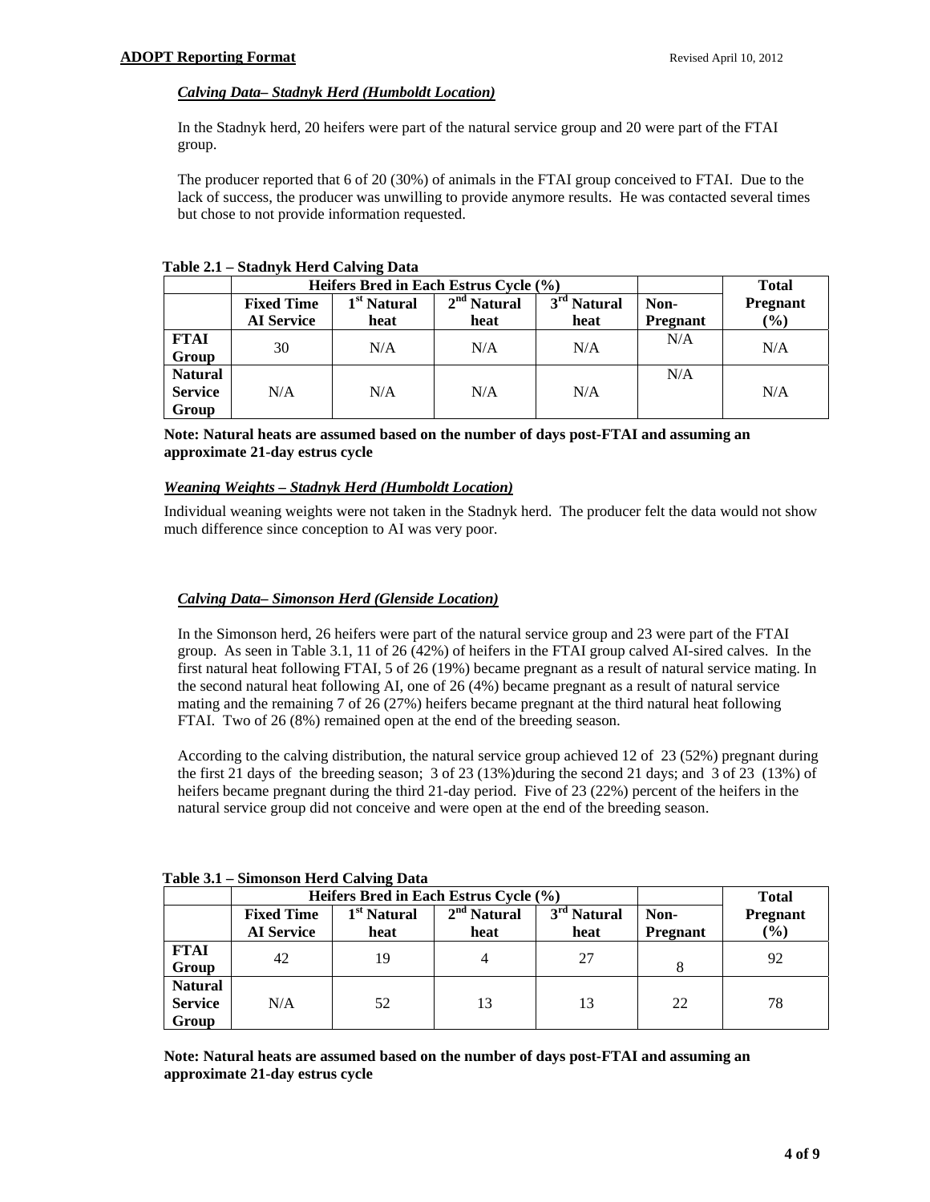### *Calving Data– Stadnyk Herd (Humboldt Location)*

In the Stadnyk herd, 20 heifers were part of the natural service group and 20 were part of the FTAI group.

The producer reported that 6 of 20 (30%) of animals in the FTAI group conceived to FTAI. Due to the lack of success, the producer was unwilling to provide anymore results. He was contacted several times but chose to not provide information requested.

**Table 2.1 – Stadnyk Herd Calving Data**

| | Heifers Bred in Each Estrus Cycle (%) | | | | | Total |
|---|---|---|---|---|---|---|
| | Fixed Time AI Service | 1st Natural heat | 2nd Natural heat | 3rd Natural heat | Non-Pregnant | Pregnant (%) |
| **FTAI Group** | 30 | N/A | N/A | N/A | N/A | N/A |
| **Natural Service Group** | N/A | N/A | N/A | N/A | N/A | N/A |

**Note: Natural heats are assumed based on the number of days post-FTAI and assuming an approximate 21-day estrus cycle**

### *Weaning Weights – Stadnyk Herd (Humboldt Location)*

Individual weaning weights were not taken in the Stadnyk herd. The producer felt the data would not show much difference since conception to AI was very poor.

### *Calving Data– Simonson Herd (Glenside Location)*

In the Simonson herd, 26 heifers were part of the natural service group and 23 were part of the FTAI group. As seen in Table 3.1, 11 of 26 (42%) of heifers in the FTAI group calved AI-sired calves. In the first natural heat following FTAI, 5 of 26 (19%) became pregnant as a result of natural service mating. In the second natural heat following AI, one of 26 (4%) became pregnant as a result of natural service mating and the remaining 7 of 26 (27%) heifers became pregnant at the third natural heat following FTAI. Two of 26 (8%) remained open at the end of the breeding season.

According to the calving distribution, the natural service group achieved 12 of 23 (52%) pregnant during the first 21 days of the breeding season; 3 of 23 (13%)during the second 21 days; and 3 of 23 (13%) of heifers became pregnant during the third 21-day period. Five of 23 (22%) percent of the heifers in the natural service group did not conceive and were open at the end of the breeding season.

**Table 3.1 – Simonson Herd Calving Data**

| | Heifers Bred in Each Estrus Cycle (%) | | | | | Total |
|---|---|---|---|---|---|---|
| | Fixed Time AI Service | 1st Natural heat | 2nd Natural heat | 3rd Natural heat | Non-Pregnant | Pregnant (%) |
| **FTAI Group** | 42 | 19 | 4 | 27 | 8 | 92 |
| **Natural Service Group** | N/A | 52 | 13 | 13 | 22 | 78 |

**Note: Natural heats are assumed based on the number of days post-FTAI and assuming an approximate 21-day estrus cycle**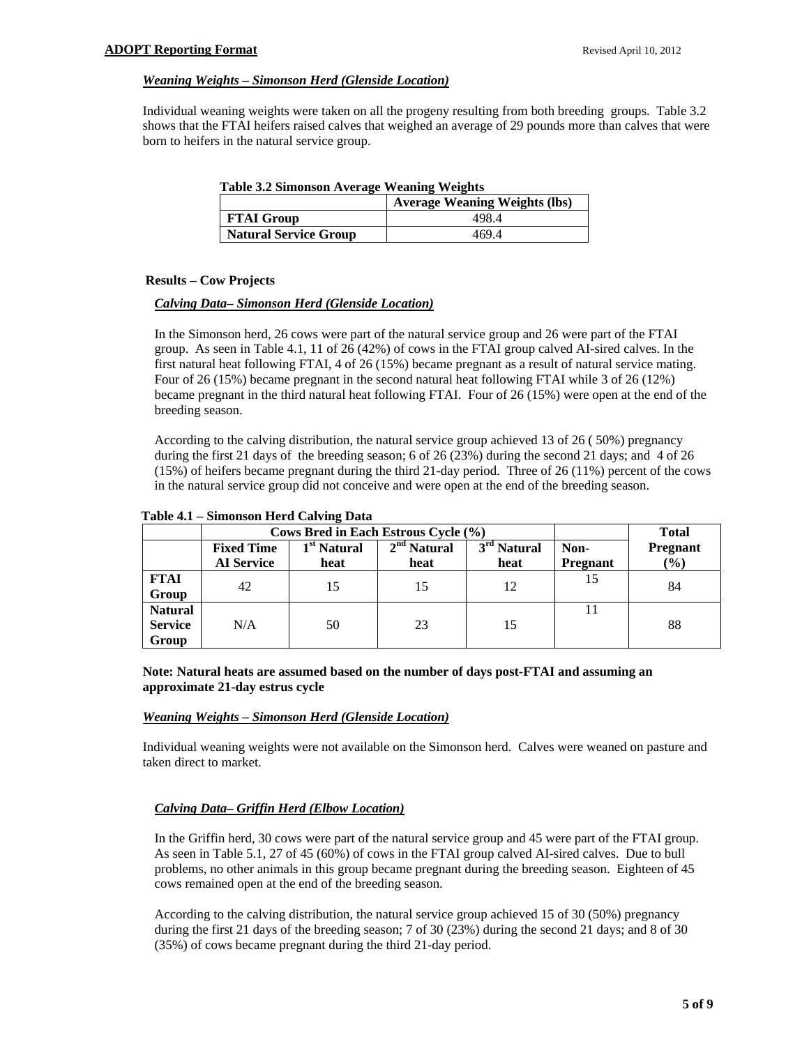### *Weaning Weights – Simonson Herd (Glenside Location)*

Individual weaning weights were taken on all the progeny resulting from both breeding groups. Table 3.2 shows that the FTAI heifers raised calves that weighed an average of 29 pounds more than calves that were born to heifers in the natural service group.

**Table 3.2 Simonson Average Weaning Weights**

| | **Average Weaning Weights (lbs)** |
|---|---|
| **FTAI Group** | 498.4 |
| **Natural Service Group** | 469.4 |

## Results – Cow Projects

### *Calving Data– Simonson Herd (Glenside Location)*

In the Simonson herd, 26 cows were part of the natural service group and 26 were part of the FTAI group. As seen in Table 4.1, 11 of 26 (42%) of cows in the FTAI group calved AI-sired calves. In the first natural heat following FTAI, 4 of 26 (15%) became pregnant as a result of natural service mating. Four of 26 (15%) became pregnant in the second natural heat following FTAI while 3 of 26 (12%) became pregnant in the third natural heat following FTAI. Four of 26 (15%) were open at the end of the breeding season.

According to the calving distribution, the natural service group achieved 13 of 26 ( 50%) pregnancy during the first 21 days of the breeding season; 6 of 26 (23%) during the second 21 days; and 4 of 26 (15%) of heifers became pregnant during the third 21-day period. Three of 26 (11%) percent of the cows in the natural service group did not conceive and were open at the end of the breeding season.

**Table 4.1 – Simonson Herd Calving Data**

| | **Cows Bred in Each Estrous Cycle (%)** | | | | | **Total** |
|---|---|---|---|---|---|---|
| | **Fixed Time AI Service** | **1st Natural heat** | **2nd Natural heat** | **3rd Natural heat** | **Non-Pregnant** | **Pregnant (%)** |
| **FTAI Group** | 42 | 15 | 15 | 12 | 15 | 84 |
| **Natural Service Group** | N/A | 50 | 23 | 15 | 11 | 88 |

**Note: Natural heats are assumed based on the number of days post-FTAI and assuming an approximate 21-day estrus cycle**

### *Weaning Weights – Simonson Herd (Glenside Location)*

Individual weaning weights were not available on the Simonson herd. Calves were weaned on pasture and taken direct to market.

### *Calving Data– Griffin Herd (Elbow Location)*

In the Griffin herd, 30 cows were part of the natural service group and 45 were part of the FTAI group. As seen in Table 5.1, 27 of 45 (60%) of cows in the FTAI group calved AI-sired calves. Due to bull problems, no other animals in this group became pregnant during the breeding season. Eighteen of 45 cows remained open at the end of the breeding season.

According to the calving distribution, the natural service group achieved 15 of 30 (50%) pregnancy during the first 21 days of the breeding season; 7 of 30 (23%) during the second 21 days; and 8 of 30 (35%) of cows became pregnant during the third 21-day period.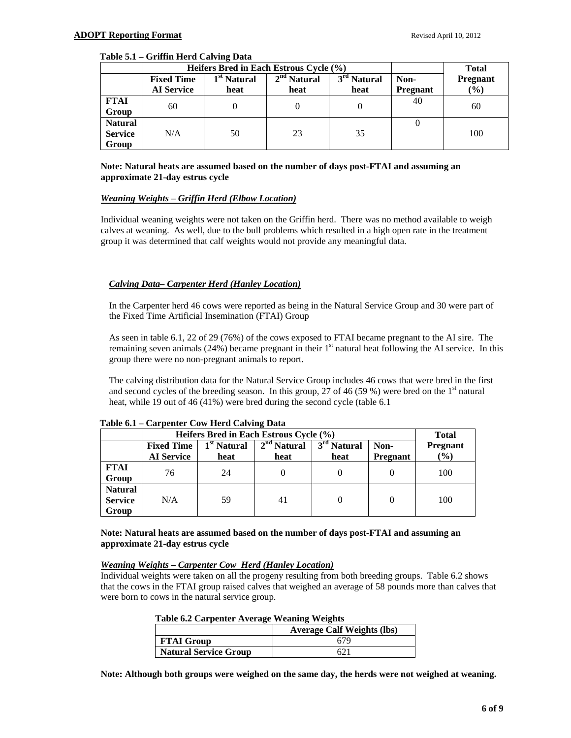**Table 5.1 – Griffin Herd Calving Data**

| | Heifers Bred in Each Estrous Cycle (%) | | | | | Total |
|---|---|---|---|---|---|---|
| | Fixed Time AI Service | 1st Natural heat | 2nd Natural heat | 3rd Natural heat | Non-Pregnant | Pregnant (%) |
| **FTAI Group** | 60 | 0 | 0 | 0 | 40 | 60 |
| **Natural Service Group** | N/A | 50 | 23 | 35 | 0 | 100 |

**Note: Natural heats are assumed based on the number of days post-FTAI and assuming an approximate 21-day estrus cycle**

***Weaning Weights – Griffin Herd (Elbow Location)***

Individual weaning weights were not taken on the Griffin herd. There was no method available to weigh calves at weaning. As well, due to the bull problems which resulted in a high open rate in the treatment group it was determined that calf weights would not provide any meaningful data.

***Calving Data– Carpenter Herd (Hanley Location)***

In the Carpenter herd 46 cows were reported as being in the Natural Service Group and 30 were part of the Fixed Time Artificial Insemination (FTAI) Group

As seen in table 6.1, 22 of 29 (76%) of the cows exposed to FTAI became pregnant to the AI sire. The remaining seven animals (24%) became pregnant in their 1st natural heat following the AI service. In this group there were no non-pregnant animals to report.

The calving distribution data for the Natural Service Group includes 46 cows that were bred in the first and second cycles of the breeding season. In this group, 27 of 46 (59 %) were bred on the 1st natural heat, while 19 out of 46 (41%) were bred during the second cycle (table 6.1

**Table 6.1 – Carpenter Cow Herd Calving Data**

| | Heifers Bred in Each Estrous Cycle (%) | | | | | Total |
|---|---|---|---|---|---|---|
| | Fixed Time AI Service | 1st Natural heat | 2nd Natural heat | 3rd Natural heat | Non-Pregnant | Pregnant (%) |
| **FTAI Group** | 76 | 24 | 0 | 0 | 0 | 100 |
| **Natural Service Group** | N/A | 59 | 41 | 0 | 0 | 100 |

**Note: Natural heats are assumed based on the number of days post-FTAI and assuming an approximate 21-day estrus cycle**

***Weaning Weights – Carpenter Cow Herd (Hanley Location)***

Individual weights were taken on all the progeny resulting from both breeding groups. Table 6.2 shows that the cows in the FTAI group raised calves that weighed an average of 58 pounds more than calves that were born to cows in the natural service group.

**Table 6.2 Carpenter Average Weaning Weights**

| | Average Calf Weights (lbs) |
|---|---|
| **FTAI Group** | 679 |
| **Natural Service Group** | 621 |

**Note: Although both groups were weighed on the same day, the herds were not weighed at weaning.**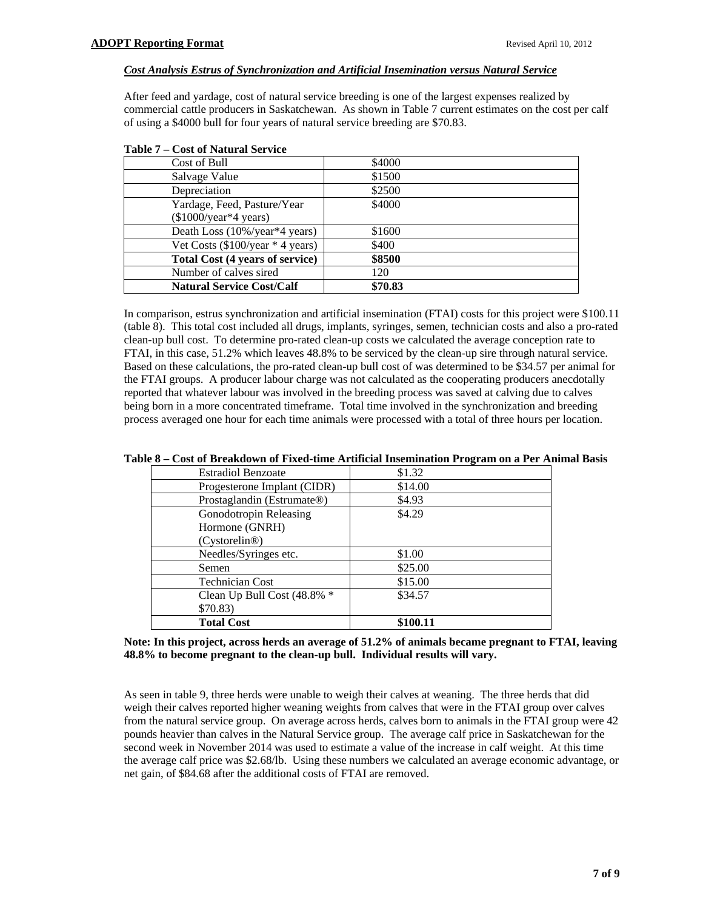### *Cost Analysis Estrus of Synchronization and Artificial Insemination versus Natural Service*

After feed and yardage, cost of natural service breeding is one of the largest expenses realized by commercial cattle producers in Saskatchewan. As shown in Table 7 current estimates on the cost per calf of using a $4000 bull for four years of natural service breeding are $70.83.

**Table 7 – Cost of Natural Service**

| | |
|---|---|
| Cost of Bull | $4000 |
| Salvage Value | $1500 |
| Depreciation | $2500 |
| Yardage, Feed, Pasture/Year ($1000/year*4 years) | $4000 |
| Death Loss (10%/year*4 years) | $1600 |
| Vet Costs ($100/year * 4 years) | $400 |
| **Total Cost (4 years of service)** | **$8500** |
| Number of calves sired | 120 |
| **Natural Service Cost/Calf** | **$70.83** |

In comparison, estrus synchronization and artificial insemination (FTAI) costs for this project were $100.11 (table 8). This total cost included all drugs, implants, syringes, semen, technician costs and also a pro-rated clean-up bull cost. To determine pro-rated clean-up costs we calculated the average conception rate to FTAI, in this case, 51.2% which leaves 48.8% to be serviced by the clean-up sire through natural service. Based on these calculations, the pro-rated clean-up bull cost of was determined to be $34.57 per animal for the FTAI groups. A producer labour charge was not calculated as the cooperating producers anecdotally reported that whatever labour was involved in the breeding process was saved at calving due to calves being born in a more concentrated timeframe. Total time involved in the synchronization and breeding process averaged one hour for each time animals were processed with a total of three hours per location.

**Table 8 – Cost of Breakdown of Fixed-time Artificial Insemination Program on a Per Animal Basis**

| | |
|---|---|
| Estradiol Benzoate | $1.32 |
| Progesterone Implant (CIDR) | $14.00 |
| Prostaglandin (Estrumate®) | $4.93 |
| Gonodotropin Releasing Hormone (GNRH) (Cystorelin®) | $4.29 |
| Needles/Syringes etc. | $1.00 |
| Semen | $25.00 |
| Technician Cost | $15.00 |
| Clean Up Bull Cost (48.8% * $70.83) | $34.57 |
| **Total Cost** | **$100.11** |

**Note: In this project, across herds an average of 51.2% of animals became pregnant to FTAI, leaving 48.8% to become pregnant to the clean-up bull. Individual results will vary.**

As seen in table 9, three herds were unable to weigh their calves at weaning. The three herds that did weigh their calves reported higher weaning weights from calves that were in the FTAI group over calves from the natural service group. On average across herds, calves born to animals in the FTAI group were 42 pounds heavier than calves in the Natural Service group. The average calf price in Saskatchewan for the second week in November 2014 was used to estimate a value of the increase in calf weight. At this time the average calf price was $2.68/lb. Using these numbers we calculated an average economic advantage, or net gain, of $84.68 after the additional costs of FTAI are removed.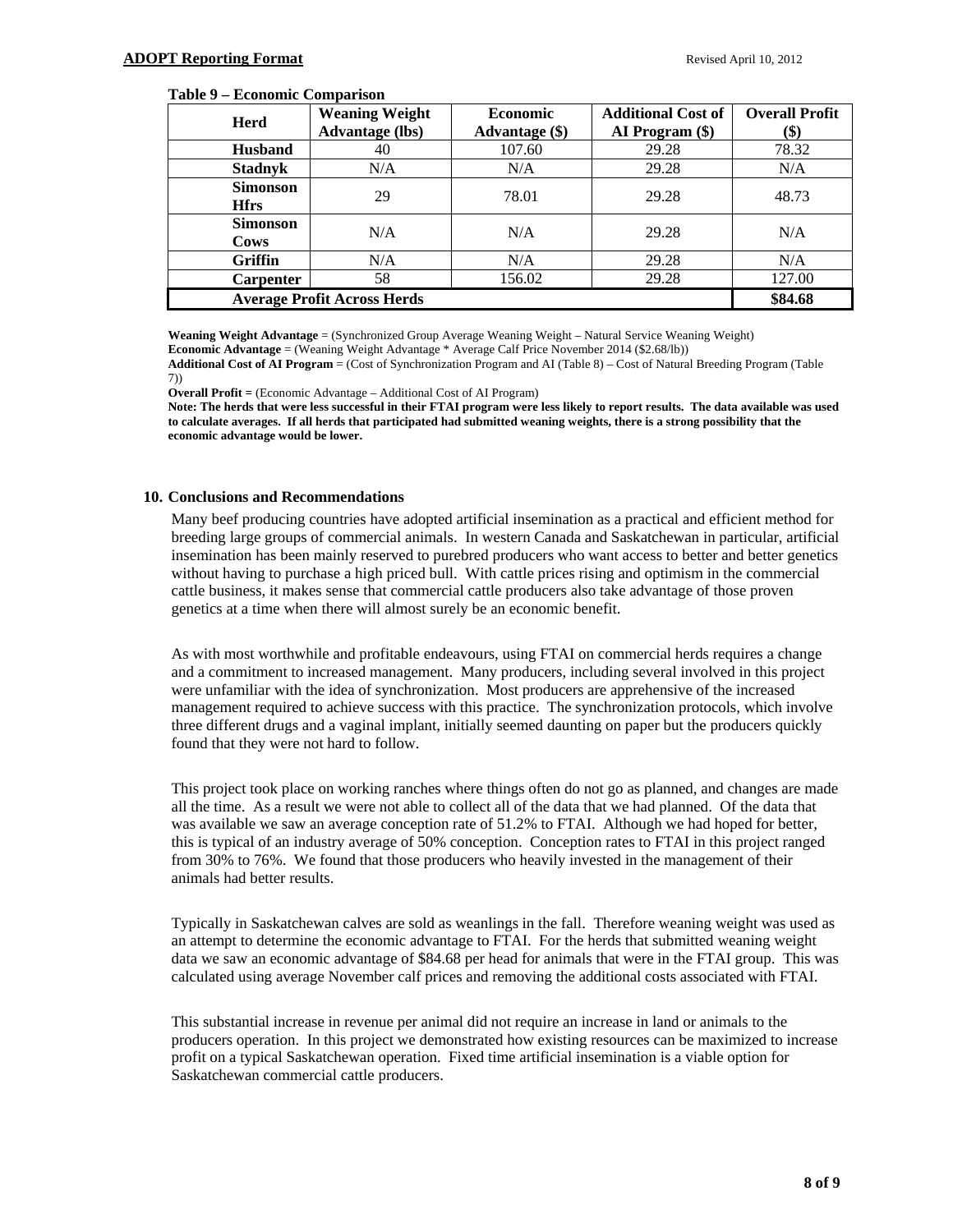**Table 9 – Economic Comparison**

| Herd | Weaning Weight Advantage (lbs) | Economic Advantage ($) | Additional Cost of AI Program ($) | Overall Profit ($) |
|---|---|---|---|---|
| **Husband** | 40 | 107.60 | 29.28 | 78.32 |
| **Stadnyk** | N/A | N/A | 29.28 | N/A |
| **Simonson Hfrs** | 29 | 78.01 | 29.28 | 48.73 |
| **Simonson Cows** | N/A | N/A | 29.28 | N/A |
| **Griffin** | N/A | N/A | 29.28 | N/A |
| **Carpenter** | 58 | 156.02 | 29.28 | 127.00 |
| **Average Profit Across Herds** | | | | **$84.68** |

**Weaning Weight Advantage** = (Synchronized Group Average Weaning Weight – Natural Service Weaning Weight)
**Economic Advantage** = (Weaning Weight Advantage * Average Calf Price November 2014 ($2.68/lb))
**Additional Cost of AI Program** = (Cost of Synchronization Program and AI (Table 8) – Cost of Natural Breeding Program (Table 7))
**Overall Profit =** (Economic Advantage – Additional Cost of AI Program)
**Note: The herds that were less successful in their FTAI program were less likely to report results. The data available was used to calculate averages. If all herds that participated had submitted weaning weights, there is a strong possibility that the economic advantage would be lower.**

## 10. Conclusions and Recommendations

Many beef producing countries have adopted artificial insemination as a practical and efficient method for breeding large groups of commercial animals. In western Canada and Saskatchewan in particular, artificial insemination has been mainly reserved to purebred producers who want access to better and better genetics without having to purchase a high priced bull. With cattle prices rising and optimism in the commercial cattle business, it makes sense that commercial cattle producers also take advantage of those proven genetics at a time when there will almost surely be an economic benefit.

As with most worthwhile and profitable endeavours, using FTAI on commercial herds requires a change and a commitment to increased management. Many producers, including several involved in this project were unfamiliar with the idea of synchronization. Most producers are apprehensive of the increased management required to achieve success with this practice. The synchronization protocols, which involve three different drugs and a vaginal implant, initially seemed daunting on paper but the producers quickly found that they were not hard to follow.

This project took place on working ranches where things often do not go as planned, and changes are made all the time. As a result we were not able to collect all of the data that we had planned. Of the data that was available we saw an average conception rate of 51.2% to FTAI. Although we had hoped for better, this is typical of an industry average of 50% conception. Conception rates to FTAI in this project ranged from 30% to 76%. We found that those producers who heavily invested in the management of their animals had better results.

Typically in Saskatchewan calves are sold as weanlings in the fall. Therefore weaning weight was used as an attempt to determine the economic advantage to FTAI. For the herds that submitted weaning weight data we saw an economic advantage of $84.68 per head for animals that were in the FTAI group. This was calculated using average November calf prices and removing the additional costs associated with FTAI.

This substantial increase in revenue per animal did not require an increase in land or animals to the producers operation. In this project we demonstrated how existing resources can be maximized to increase profit on a typical Saskatchewan operation. Fixed time artificial insemination is a viable option for Saskatchewan commercial cattle producers.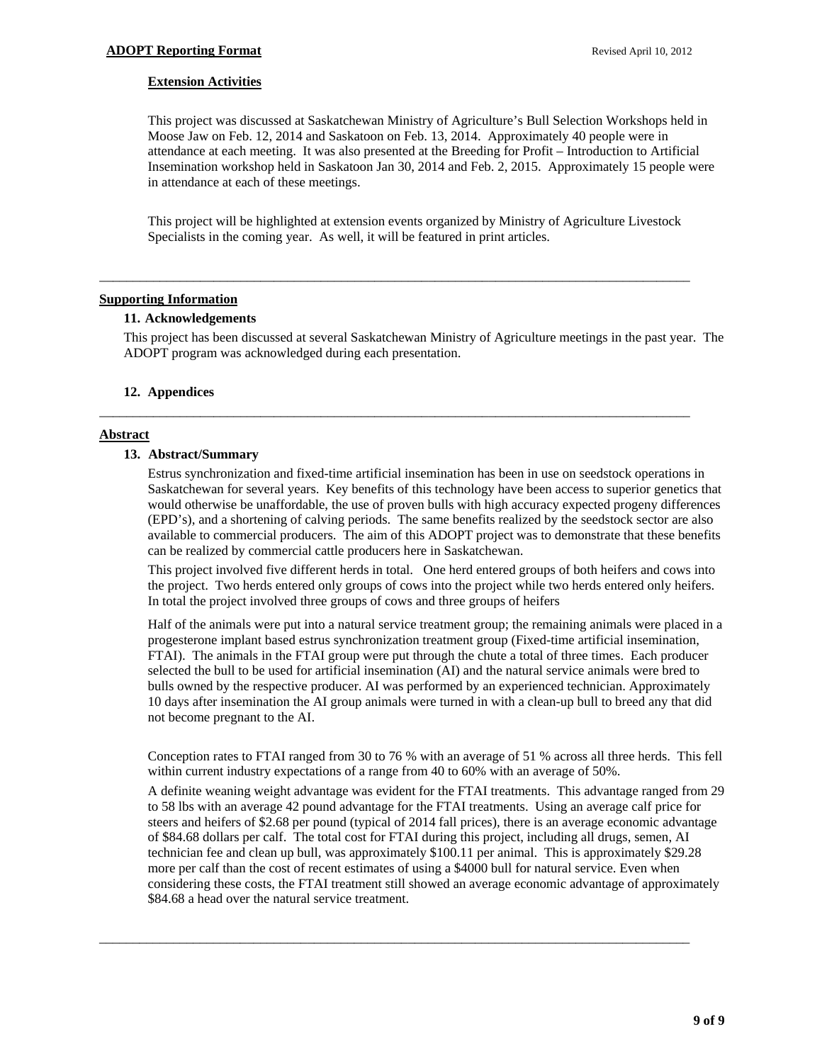**Extension Activities**

This project was discussed at Saskatchewan Ministry of Agriculture's Bull Selection Workshops held in Moose Jaw on Feb. 12, 2014 and Saskatoon on Feb. 13, 2014. Approximately 40 people were in attendance at each meeting. It was also presented at the Breeding for Profit – Introduction to Artificial Insemination workshop held in Saskatoon Jan 30, 2014 and Feb. 2, 2015. Approximately 15 people were in attendance at each of these meetings.

This project will be highlighted at extension events organized by Ministry of Agriculture Livestock Specialists in the coming year. As well, it will be featured in print articles.

---

## Supporting Information

### 11. Acknowledgements

This project has been discussed at several Saskatchewan Ministry of Agriculture meetings in the past year. The ADOPT program was acknowledged during each presentation.

### 12. Appendices

---

## Abstract

### 13. Abstract/Summary

Estrus synchronization and fixed-time artificial insemination has been in use on seedstock operations in Saskatchewan for several years. Key benefits of this technology have been access to superior genetics that would otherwise be unaffordable, the use of proven bulls with high accuracy expected progeny differences (EPD's), and a shortening of calving periods. The same benefits realized by the seedstock sector are also available to commercial producers. The aim of this ADOPT project was to demonstrate that these benefits can be realized by commercial cattle producers here in Saskatchewan.

This project involved five different herds in total. One herd entered groups of both heifers and cows into the project. Two herds entered only groups of cows into the project while two herds entered only heifers. In total the project involved three groups of cows and three groups of heifers

Half of the animals were put into a natural service treatment group; the remaining animals were placed in a progesterone implant based estrus synchronization treatment group (Fixed-time artificial insemination, FTAI). The animals in the FTAI group were put through the chute a total of three times. Each producer selected the bull to be used for artificial insemination (AI) and the natural service animals were bred to bulls owned by the respective producer. AI was performed by an experienced technician. Approximately 10 days after insemination the AI group animals were turned in with a clean-up bull to breed any that did not become pregnant to the AI.

Conception rates to FTAI ranged from 30 to 76 % with an average of 51 % across all three herds. This fell within current industry expectations of a range from 40 to 60% with an average of 50%.

A definite weaning weight advantage was evident for the FTAI treatments. This advantage ranged from 29 to 58 lbs with an average 42 pound advantage for the FTAI treatments. Using an average calf price for steers and heifers of $2.68 per pound (typical of 2014 fall prices), there is an average economic advantage of $84.68 dollars per calf. The total cost for FTAI during this project, including all drugs, semen, AI technician fee and clean up bull, was approximately $100.11 per animal. This is approximately $29.28 more per calf than the cost of recent estimates of using a $4000 bull for natural service. Even when considering these costs, the FTAI treatment still showed an average economic advantage of approximately $84.68 a head over the natural service treatment.

---